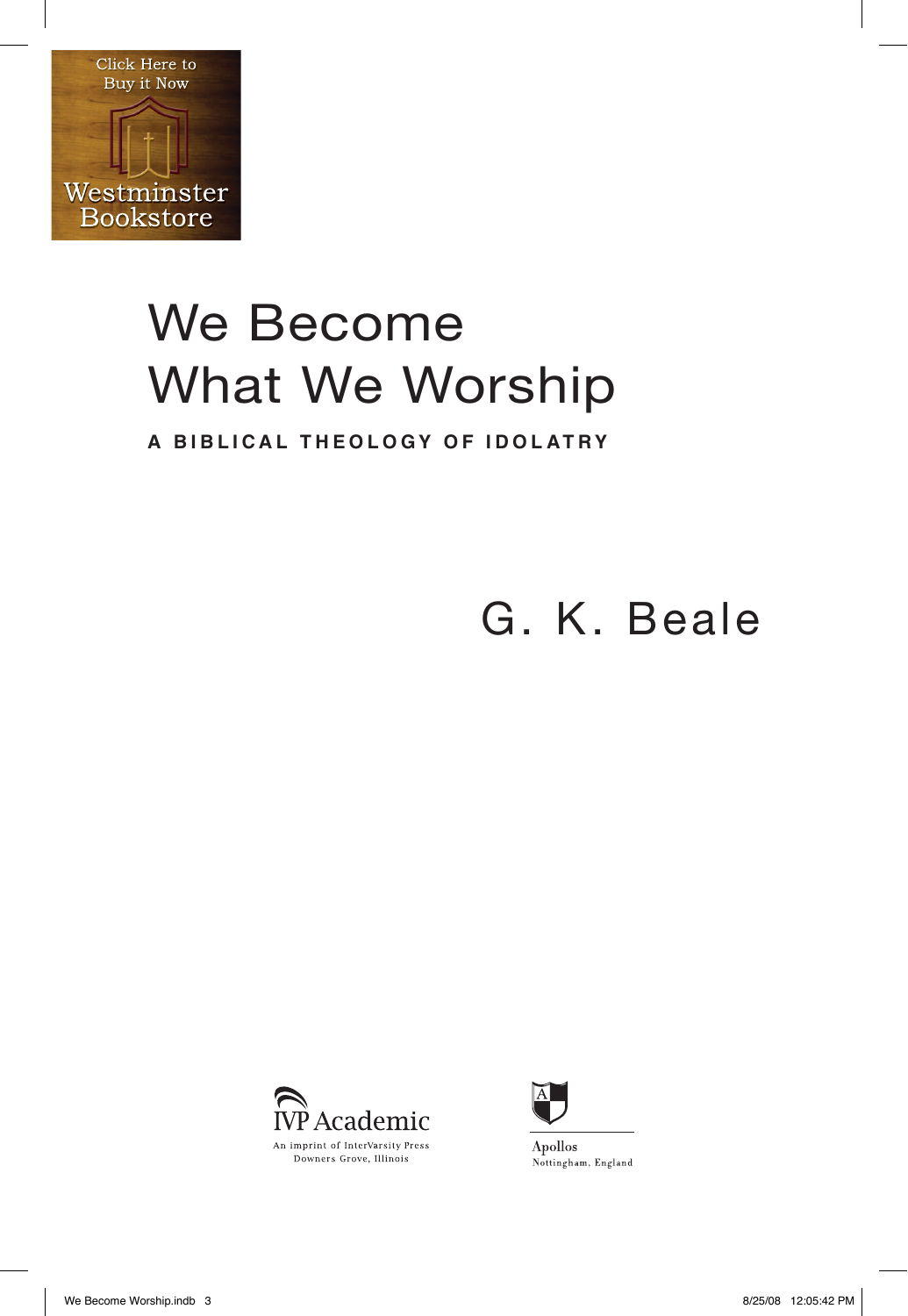Click Here to Buy it Now

Westminster Bookstore

# We Become What We Worship

**A BIBLICAL THEOLOGY OF IDOLATRY**

G. K. Beale

IVP Academic
An imprint of InterVarsity Press
Downers Grove, Illinois

Apollos
Nottingham, England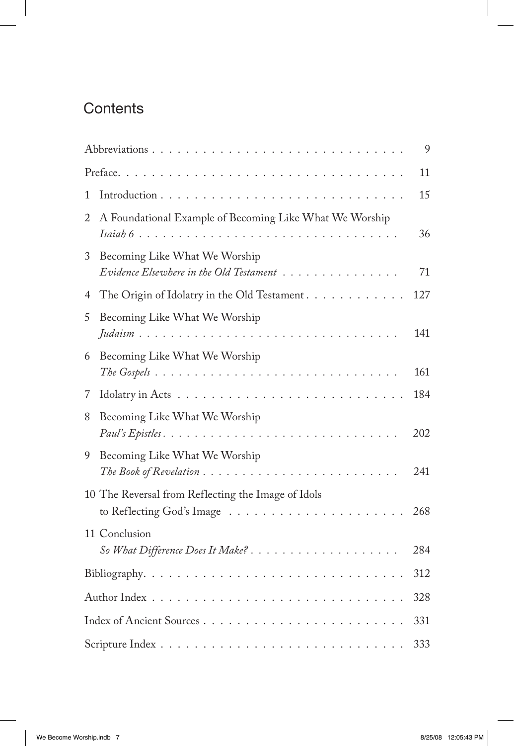# Contents

| | |
|---|---|
| Abbreviations | 9 |
| Preface | 11 |
| 1 Introduction | 15 |
| 2 A Foundational Example of Becoming Like What We Worship *Isaiah 6* | 36 |
| 3 Becoming Like What We Worship *Evidence Elsewhere in the Old Testament* | 71 |
| 4 The Origin of Idolatry in the Old Testament | 127 |
| 5 Becoming Like What We Worship *Judaism* | 141 |
| 6 Becoming Like What We Worship *The Gospels* | 161 |
| 7 Idolatry in Acts | 184 |
| 8 Becoming Like What We Worship *Paul's Epistles* | 202 |
| 9 Becoming Like What We Worship *The Book of Revelation* | 241 |
| 10 The Reversal from Reflecting the Image of Idols to Reflecting God's Image | 268 |
| 11 Conclusion *So What Difference Does It Make?* | 284 |
| Bibliography | 312 |
| Author Index | 328 |
| Index of Ancient Sources | 331 |
| Scripture Index | 333 |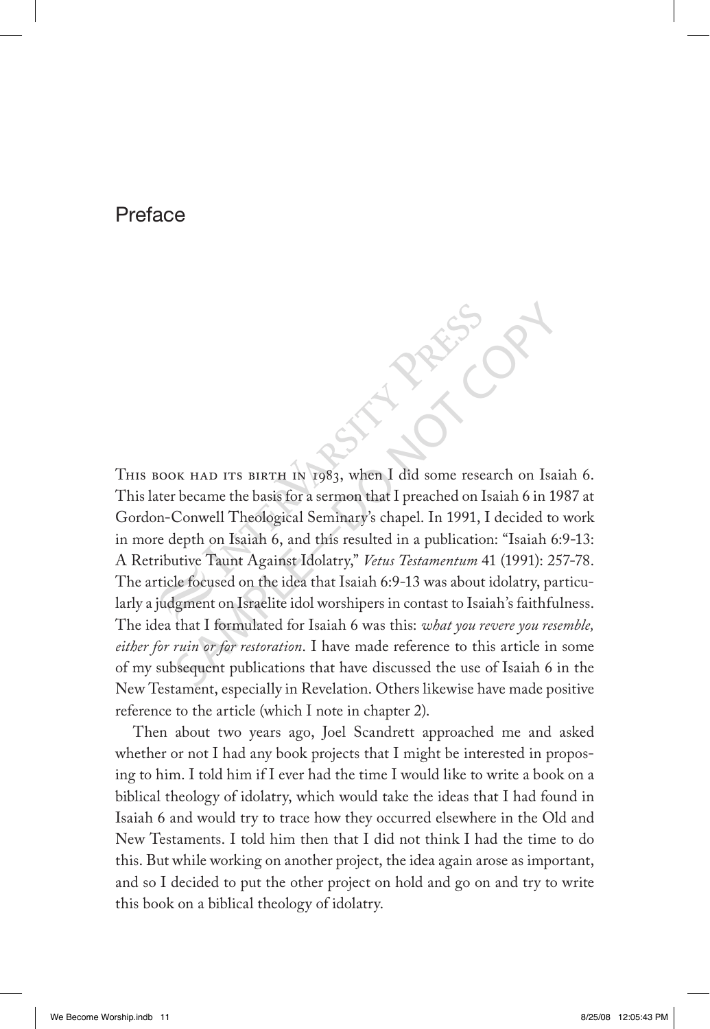# Preface

THIS BOOK HAD ITS BIRTH IN 1983, when I did some research on Isaiah 6. This later became the basis for a sermon that I preached on Isaiah 6 in 1987 at Gordon-Conwell Theological Seminary's chapel. In 1991, I decided to work in more depth on Isaiah 6, and this resulted in a publication: "Isaiah 6:9-13: A Retributive Taunt Against Idolatry," *Vetus Testamentum* 41 (1991): 257-78. The article focused on the idea that Isaiah 6:9-13 was about idolatry, particularly a judgment on Israelite idol worshipers in contast to Isaiah's faithfulness. The idea that I formulated for Isaiah 6 was this: *what you revere you resemble, either for ruin or for restoration*. I have made reference to this article in some of my subsequent publications that have discussed the use of Isaiah 6 in the New Testament, especially in Revelation. Others likewise have made positive reference to the article (which I note in chapter 2).

Then about two years ago, Joel Scandrett approached me and asked whether or not I had any book projects that I might be interested in proposing to him. I told him if I ever had the time I would like to write a book on a biblical theology of idolatry, which would take the ideas that I had found in Isaiah 6 and would try to trace how they occurred elsewhere in the Old and New Testaments. I told him then that I did not think I had the time to do this. But while working on another project, the idea again arose as important, and so I decided to put the other project on hold and go on and try to write this book on a biblical theology of idolatry.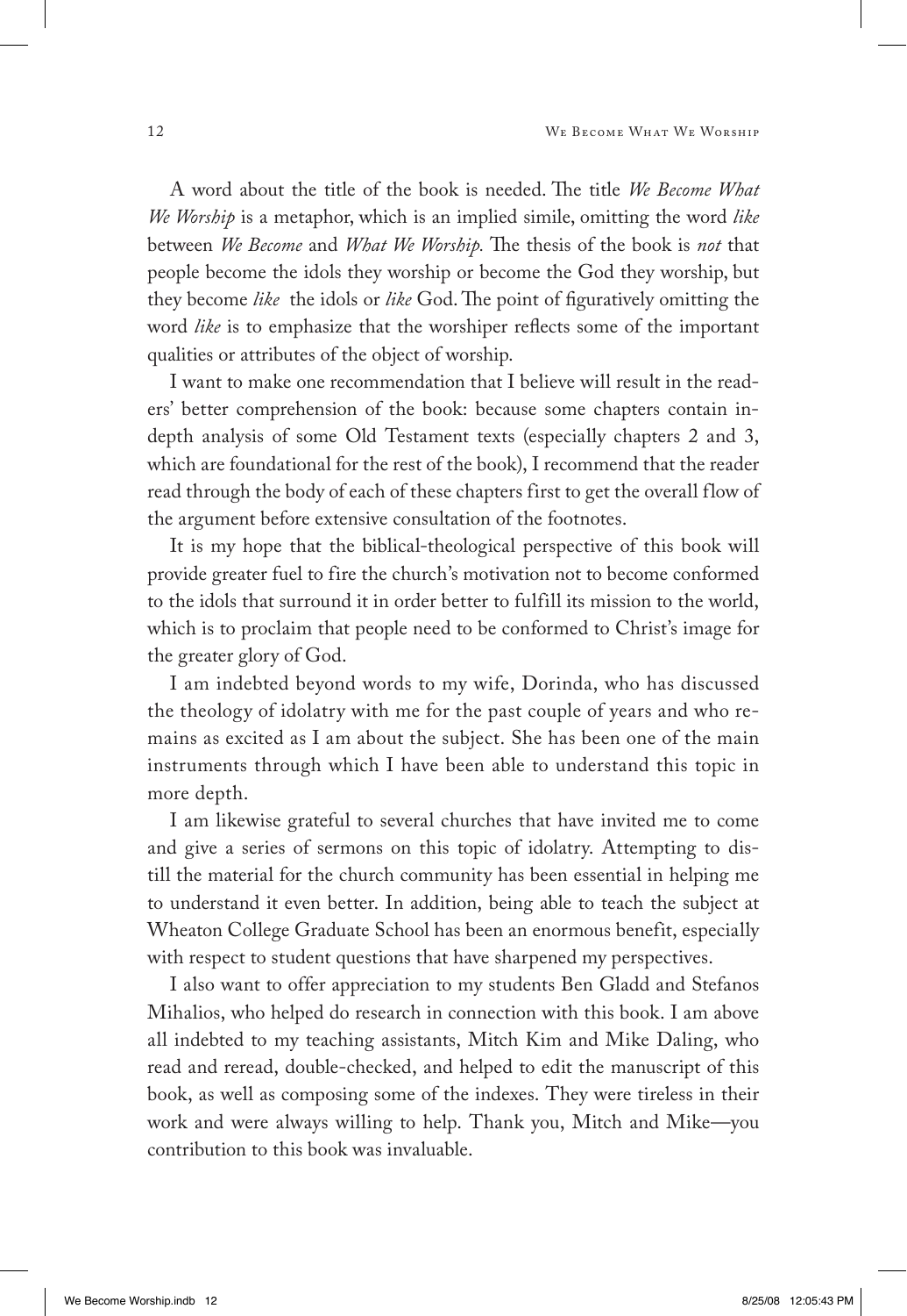A word about the title of the book is needed. The title *We Become What We Worship* is a metaphor, which is an implied simile, omitting the word *like* between *We Become* and *What We Worship.* The thesis of the book is *not* that people become the idols they worship or become the God they worship, but they become *like* the idols or *like* God. The point of figuratively omitting the word *like* is to emphasize that the worshiper reflects some of the important qualities or attributes of the object of worship.

I want to make one recommendation that I believe will result in the readers' better comprehension of the book: because some chapters contain in-depth analysis of some Old Testament texts (especially chapters 2 and 3, which are foundational for the rest of the book), I recommend that the reader read through the body of each of these chapters first to get the overall flow of the argument before extensive consultation of the footnotes.

It is my hope that the biblical-theological perspective of this book will provide greater fuel to fire the church's motivation not to become conformed to the idols that surround it in order better to fulfill its mission to the world, which is to proclaim that people need to be conformed to Christ's image for the greater glory of God.

I am indebted beyond words to my wife, Dorinda, who has discussed the theology of idolatry with me for the past couple of years and who remains as excited as I am about the subject. She has been one of the main instruments through which I have been able to understand this topic in more depth.

I am likewise grateful to several churches that have invited me to come and give a series of sermons on this topic of idolatry. Attempting to distill the material for the church community has been essential in helping me to understand it even better. In addition, being able to teach the subject at Wheaton College Graduate School has been an enormous benefit, especially with respect to student questions that have sharpened my perspectives.

I also want to offer appreciation to my students Ben Gladd and Stefanos Mihalios, who helped do research in connection with this book. I am above all indebted to my teaching assistants, Mitch Kim and Mike Daling, who read and reread, double-checked, and helped to edit the manuscript of this book, as well as composing some of the indexes. They were tireless in their work and were always willing to help. Thank you, Mitch and Mike—you contribution to this book was invaluable.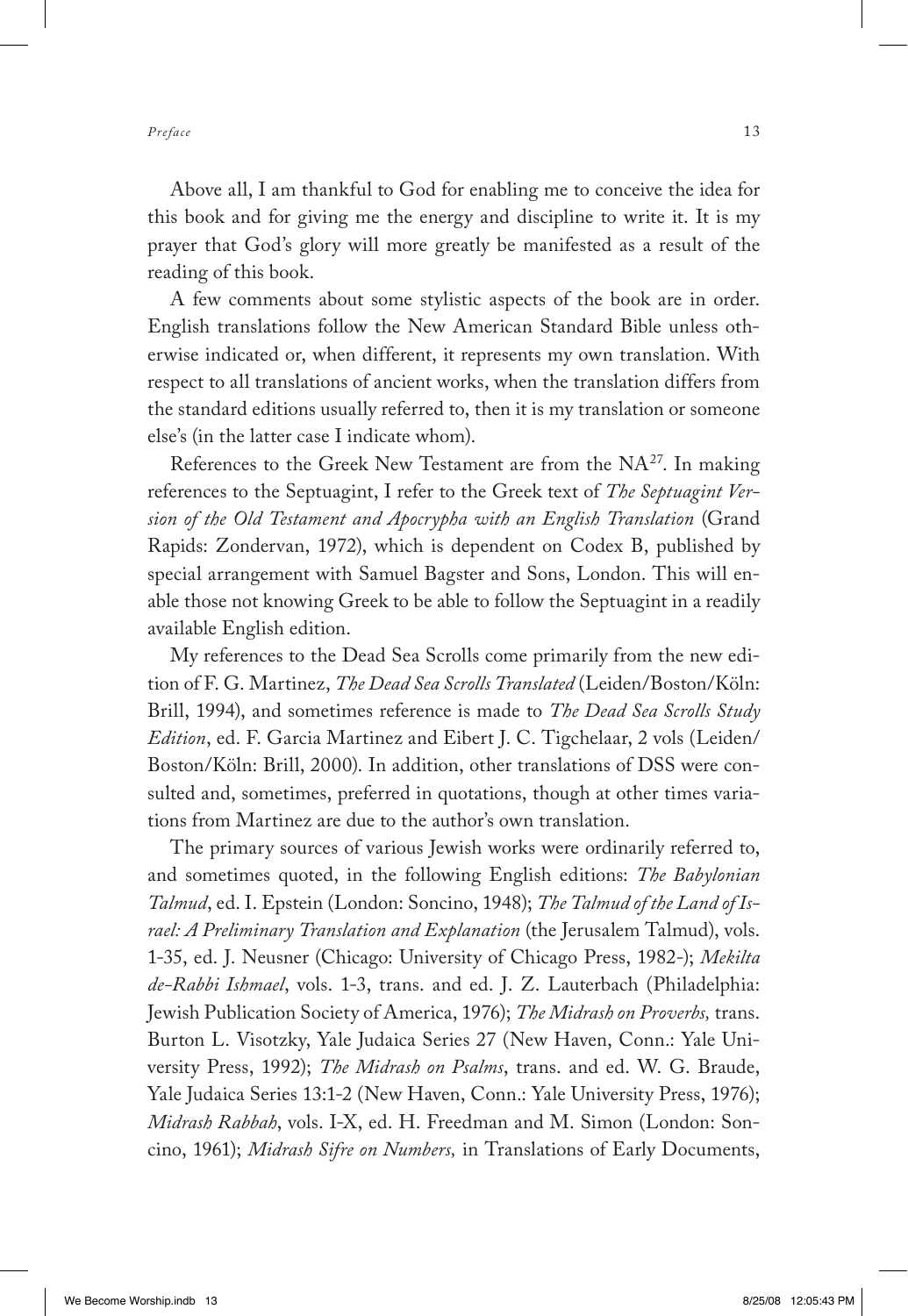Above all, I am thankful to God for enabling me to conceive the idea for this book and for giving me the energy and discipline to write it. It is my prayer that God's glory will more greatly be manifested as a result of the reading of this book.

A few comments about some stylistic aspects of the book are in order. English translations follow the New American Standard Bible unless otherwise indicated or, when different, it represents my own translation. With respect to all translations of ancient works, when the translation differs from the standard editions usually referred to, then it is my translation or someone else's (in the latter case I indicate whom).

References to the Greek New Testament are from the $NA^{27}$. In making references to the Septuagint, I refer to the Greek text of *The Septuagint Version of the Old Testament and Apocrypha with an English Translation* (Grand Rapids: Zondervan, 1972), which is dependent on Codex B, published by special arrangement with Samuel Bagster and Sons, London. This will enable those not knowing Greek to be able to follow the Septuagint in a readily available English edition.

My references to the Dead Sea Scrolls come primarily from the new edition of F. G. Martinez, *The Dead Sea Scrolls Translated* (Leiden/Boston/Köln: Brill, 1994), and sometimes reference is made to *The Dead Sea Scrolls Study Edition*, ed. F. Garcia Martinez and Eibert J. C. Tigchelaar, 2 vols (Leiden/Boston/Köln: Brill, 2000). In addition, other translations of DSS were consulted and, sometimes, preferred in quotations, though at other times variations from Martinez are due to the author's own translation.

The primary sources of various Jewish works were ordinarily referred to, and sometimes quoted, in the following English editions: *The Babylonian Talmud*, ed. I. Epstein (London: Soncino, 1948); *The Talmud of the Land of Israel: A Preliminary Translation and Explanation* (the Jerusalem Talmud), vols. 1-35, ed. J. Neusner (Chicago: University of Chicago Press, 1982-); *Mekilta de-Rabbi Ishmael*, vols. 1-3, trans. and ed. J. Z. Lauterbach (Philadelphia: Jewish Publication Society of America, 1976); *The Midrash on Proverbs,* trans. Burton L. Visotzky, Yale Judaica Series 27 (New Haven, Conn.: Yale University Press, 1992); *The Midrash on Psalms*, trans. and ed. W. G. Braude, Yale Judaica Series 13:1-2 (New Haven, Conn.: Yale University Press, 1976); *Midrash Rabbah*, vols. I-X, ed. H. Freedman and M. Simon (London: Soncino, 1961); *Midrash Sifre on Numbers,* in Translations of Early Documents,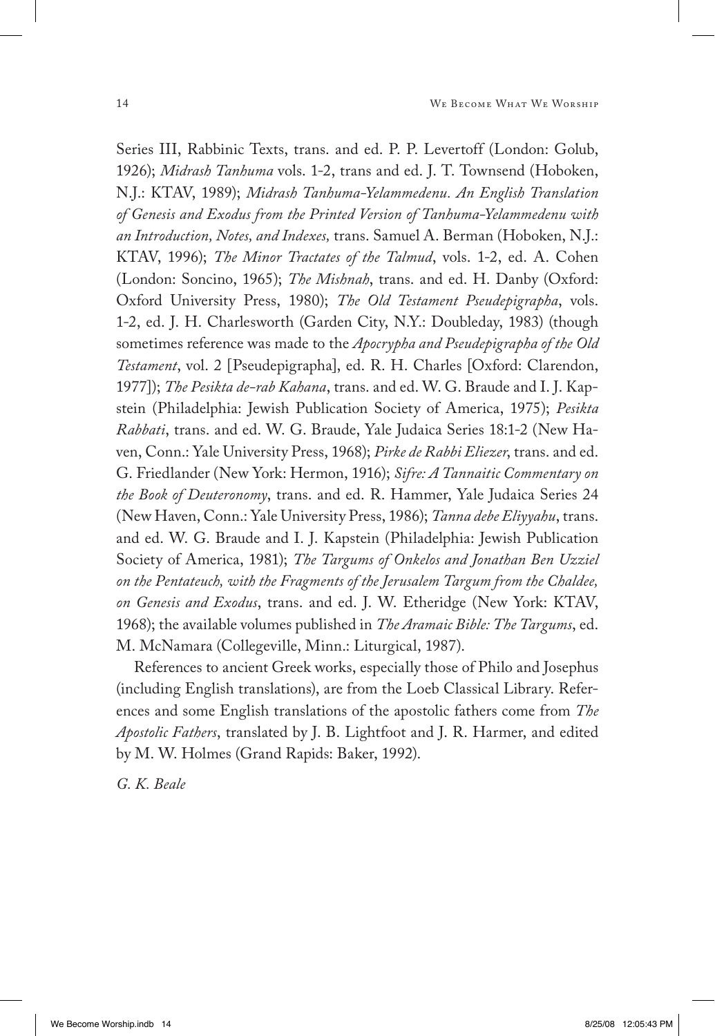Series III, Rabbinic Texts, trans. and ed. P. P. Levertoff (London: Golub, 1926); *Midrash Tanhuma* vols. 1-2, trans and ed. J. T. Townsend (Hoboken, N.J.: KTAV, 1989); *Midrash Tanhuma-Yelammedenu. An English Translation of Genesis and Exodus from the Printed Version of Tanhuma-Yelammedenu with an Introduction, Notes, and Indexes,* trans. Samuel A. Berman (Hoboken, N.J.: KTAV, 1996); *The Minor Tractates of the Talmud*, vols. 1-2, ed. A. Cohen (London: Soncino, 1965); *The Mishnah*, trans. and ed. H. Danby (Oxford: Oxford University Press, 1980); *The Old Testament Pseudepigrapha*, vols. 1-2, ed. J. H. Charlesworth (Garden City, N.Y.: Doubleday, 1983) (though sometimes reference was made to the *Apocrypha and Pseudepigrapha of the Old Testament*, vol. 2 [Pseudepigrapha], ed. R. H. Charles [Oxford: Clarendon, 1977]); *The Pesikta de-rab Kahana*, trans. and ed. W. G. Braude and I. J. Kapstein (Philadelphia: Jewish Publication Society of America, 1975); *Pesikta Rabbati*, trans. and ed. W. G. Braude, Yale Judaica Series 18:1-2 (New Haven, Conn.: Yale University Press, 1968); *Pirke de Rabbi Eliezer*, trans. and ed. G. Friedlander (New York: Hermon, 1916); *Sifre: A Tannaitic Commentary on the Book of Deuteronomy*, trans. and ed. R. Hammer, Yale Judaica Series 24 (New Haven, Conn.: Yale University Press, 1986); *Tanna debe Eliyyahu*, trans. and ed. W. G. Braude and I. J. Kapstein (Philadelphia: Jewish Publication Society of America, 1981); *The Targums of Onkelos and Jonathan Ben Uzziel on the Pentateuch, with the Fragments of the Jerusalem Targum from the Chaldee, on Genesis and Exodus*, trans. and ed. J. W. Etheridge (New York: KTAV, 1968); the available volumes published in *The Aramaic Bible: The Targums*, ed. M. McNamara (Collegeville, Minn.: Liturgical, 1987).

References to ancient Greek works, especially those of Philo and Josephus (including English translations), are from the Loeb Classical Library. References and some English translations of the apostolic fathers come from *The Apostolic Fathers*, translated by J. B. Lightfoot and J. R. Harmer, and edited by M. W. Holmes (Grand Rapids: Baker, 1992).

*G. K. Beale*